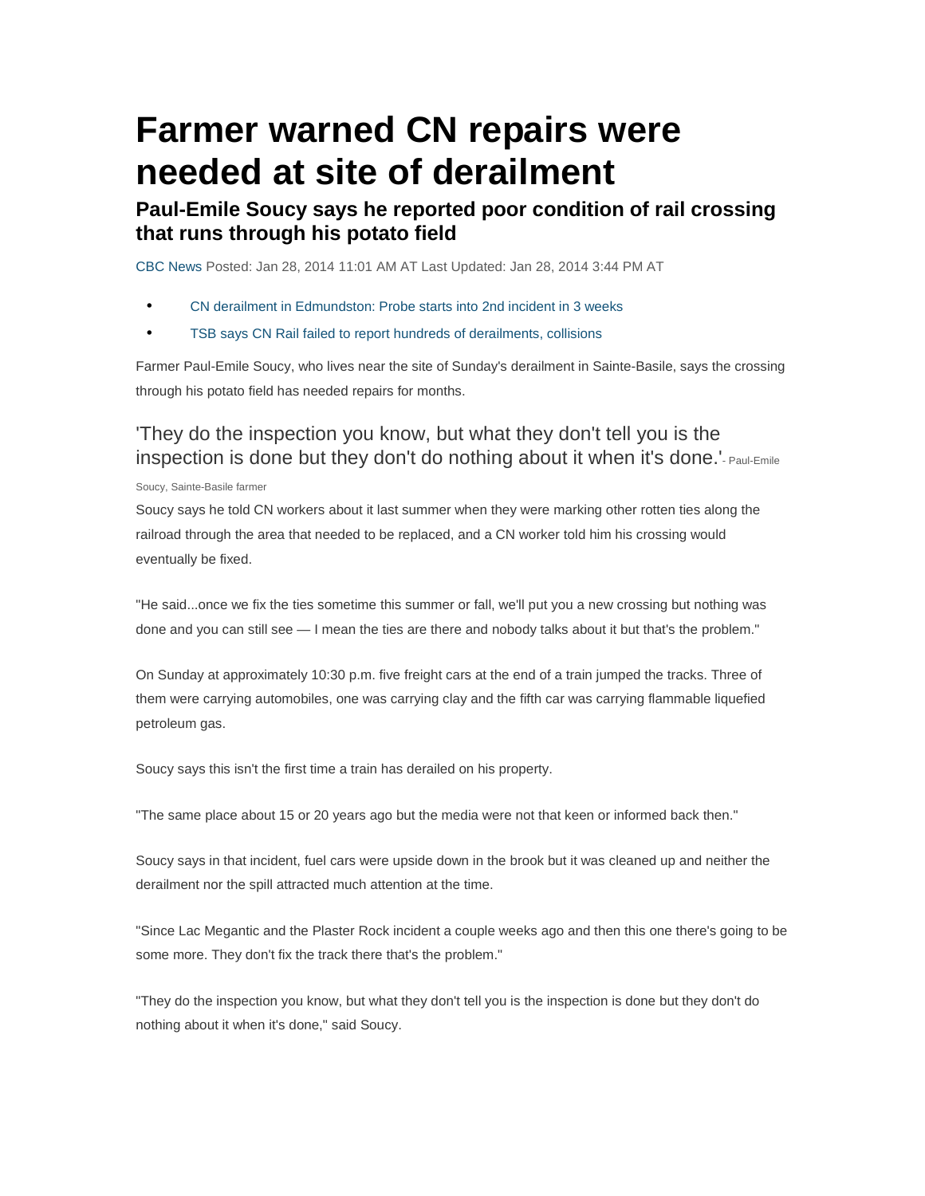# Farmer warned CN repairs were needed at site of derailment

## Paul-Emile Soucy says he reported poor condition of rail crossing that runs through his potato field

CBC News Posted: Jan 28, 2014 11:01 AM AT Last Updated: Jan 28, 2014 3:44 PM AT

- CN derailment in Edmundston: Probe starts into 2nd incident in 3 weeks
- TSB says CN Rail failed to report hundreds of derailments, collisions

Farmer Paul-Emile Soucy, who lives near the site of Sunday's derailment in Sainte-Basile, says the crossing through his potato field has needed repairs for months.

'They do the inspection you know, but what they don't tell you is the inspection is done but they don't do nothing about it when it's done.' - Paul-Emile Soucy, Sainte-Basile farmer

Soucy says he told CN workers about it last summer when they were marking other rotten ties along the railroad through the area that needed to be replaced, and a CN worker told him his crossing would eventually be fixed.

"He said...once we fix the ties sometime this summer or fall, we'll put you a new crossing but nothing was done and you can still see — I mean the ties are there and nobody talks about it but that's the problem."

On Sunday at approximately 10:30 p.m. five freight cars at the end of a train jumped the tracks. Three of them were carrying automobiles, one was carrying clay and the fifth car was carrying flammable liquefied petroleum gas.

Soucy says this isn't the first time a train has derailed on his property.

"The same place about 15 or 20 years ago but the media were not that keen or informed back then."

Soucy says in that incident, fuel cars were upside down in the brook but it was cleaned up and neither the derailment nor the spill attracted much attention at the time.

"Since Lac Megantic and the Plaster Rock incident a couple weeks ago and then this one there's going to be some more. They don't fix the track there that's the problem."

"They do the inspection you know, but what they don't tell you is the inspection is done but they don't do nothing about it when it's done," said Soucy.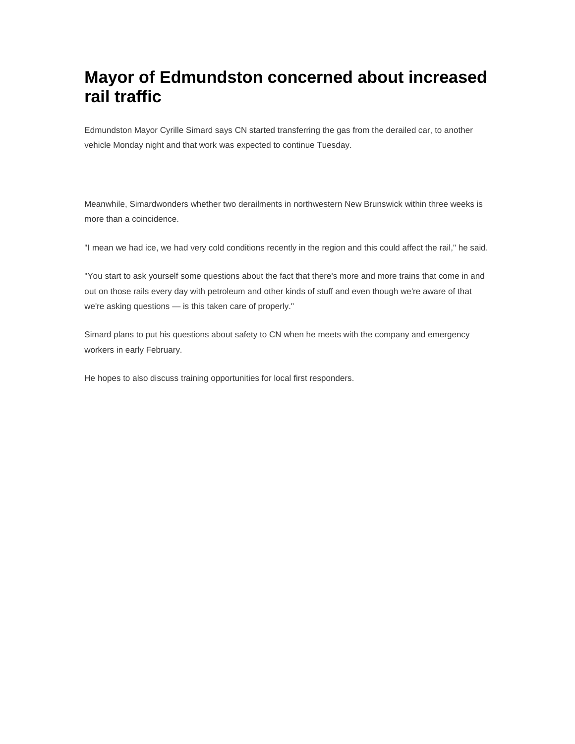# Mayor of Edmundston concerned about increased rail traffic

Edmundston Mayor Cyrille Simard says CN started transferring the gas from the derailed car, to another vehicle Monday night and that work was expected to continue Tuesday.

Meanwhile, Simardwonders whether two derailments in northwestern New Brunswick within three weeks is more than a coincidence.

"I mean we had ice, we had very cold conditions recently in the region and this could affect the rail," he said.

"You start to ask yourself some questions about the fact that there's more and more trains that come in and out on those rails every day with petroleum and other kinds of stuff and even though we're aware of that we're asking questions — is this taken care of properly."

Simard plans to put his questions about safety to CN when he meets with the company and emergency workers in early February.

He hopes to also discuss training opportunities for local first responders.